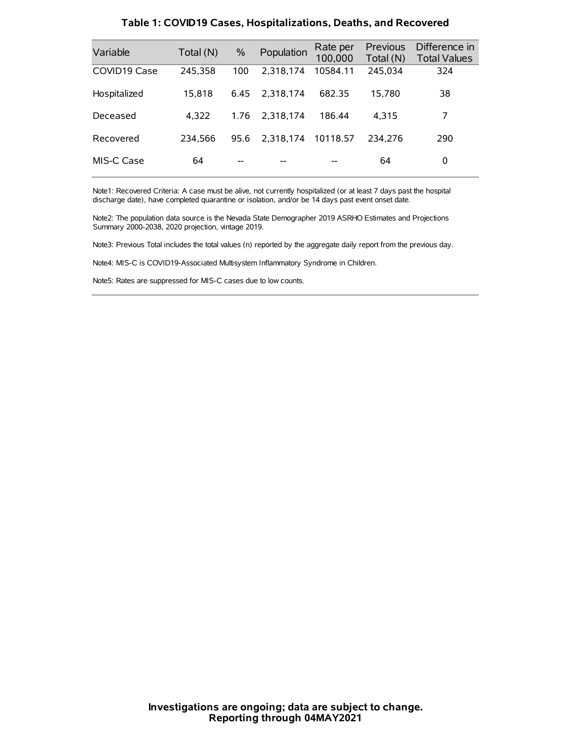# Table 1: COVID19 Cases, Hospitalizations, Deaths, and Recovered

| Variable | Total (N) | % | Population | Rate per 100,000 | Previous Total (N) | Difference in Total Values |
|---|---|---|---|---|---|---|
| COVID19 Case | 245,358 | 100 | 2,318,174 | 10584.11 | 245,034 | 324 |
| Hospitalized | 15,818 | 6.45 | 2,318,174 | 682.35 | 15,780 | 38 |
| Deceased | 4,322 | 1.76 | 2,318,174 | 186.44 | 4,315 | 7 |
| Recovered | 234,566 | 95.6 | 2,318,174 | 10118.57 | 234,276 | 290 |
| MIS-C Case | 64 | -- | -- | -- | 64 | 0 |

Note1: Recovered Criteria: A case must be alive, not currently hospitalized (or at least 7 days past the hospital discharge date), have completed quarantine or isolation, and/or be 14 days past event onset date.

Note2: The population data source is the Nevada State Demographer 2019 ASRHO Estimates and Projections Summary 2000-2038, 2020 projection, vintage 2019.

Note3: Previous Total includes the total values (n) reported by the aggregate daily report from the previous day.

Note4: MIS-C is COVID19-Associated Multisystem Inflammatory Syndrome in Children.

Note5: Rates are suppressed for MIS-C cases due to low counts.

**Investigations are ongoing; data are subject to change.**
**Reporting through 04MAY2021**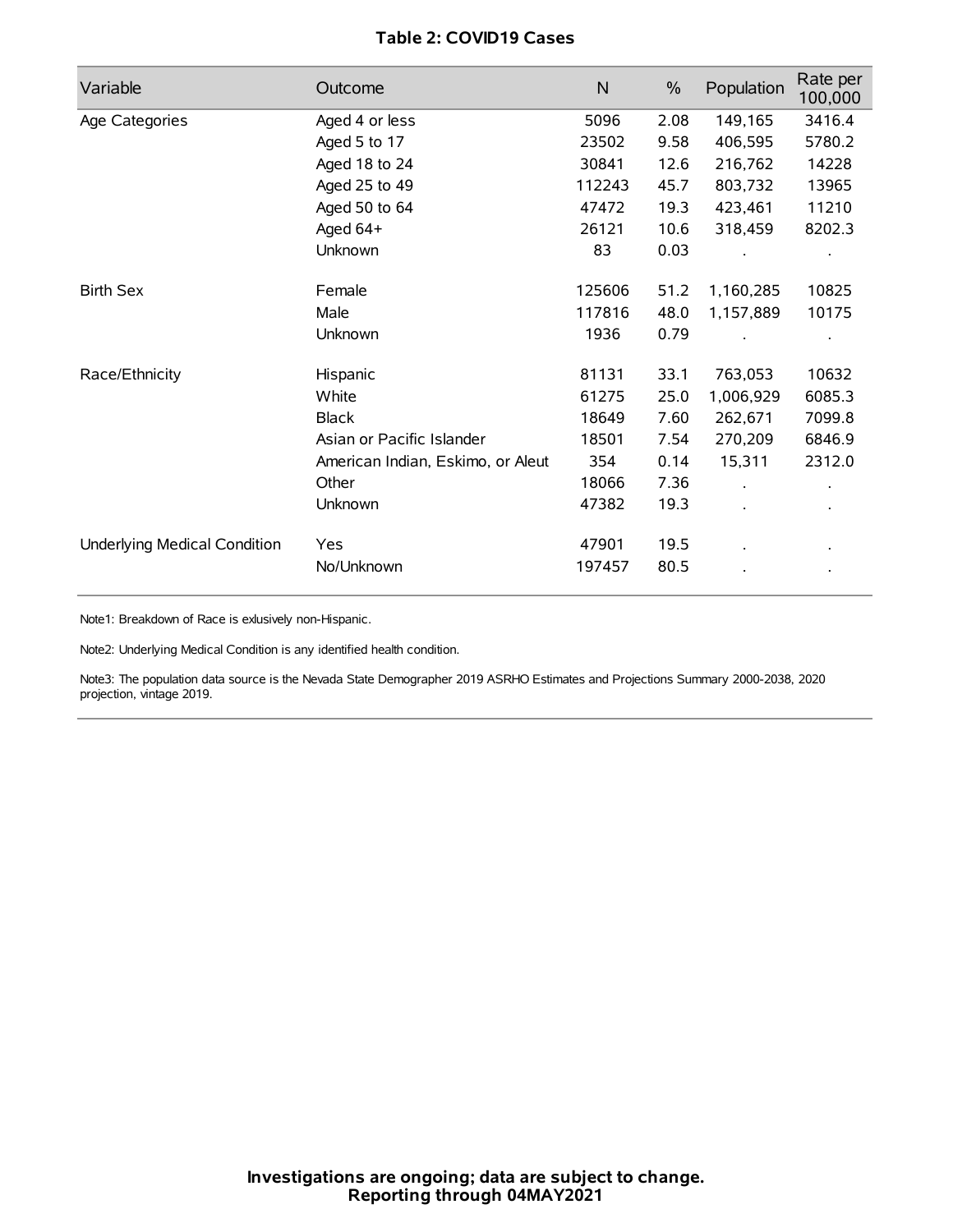## Table 2: COVID19 Cases

| Variable | Outcome | N | % | Population | Rate per 100,000 |
|---|---|---|---|---|---|
| Age Categories | Aged 4 or less | 5096 | 2.08 | 149,165 | 3416.4 |
| | Aged 5 to 17 | 23502 | 9.58 | 406,595 | 5780.2 |
| | Aged 18 to 24 | 30841 | 12.6 | 216,762 | 14228 |
| | Aged 25 to 49 | 112243 | 45.7 | 803,732 | 13965 |
| | Aged 50 to 64 | 47472 | 19.3 | 423,461 | 11210 |
| | Aged 64+ | 26121 | 10.6 | 318,459 | 8202.3 |
| | Unknown | 83 | 0.03 | . | . |
| Birth Sex | Female | 125606 | 51.2 | 1,160,285 | 10825 |
| | Male | 117816 | 48.0 | 1,157,889 | 10175 |
| | Unknown | 1936 | 0.79 | . | . |
| Race/Ethnicity | Hispanic | 81131 | 33.1 | 763,053 | 10632 |
| | White | 61275 | 25.0 | 1,006,929 | 6085.3 |
| | Black | 18649 | 7.60 | 262,671 | 7099.8 |
| | Asian or Pacific Islander | 18501 | 7.54 | 270,209 | 6846.9 |
| | American Indian, Eskimo, or Aleut | 354 | 0.14 | 15,311 | 2312.0 |
| | Other | 18066 | 7.36 | . | . |
| | Unknown | 47382 | 19.3 | . | . |
| Underlying Medical Condition | Yes | 47901 | 19.5 | . | . |
| | No/Unknown | 197457 | 80.5 | . | . |

Note1: Breakdown of Race is exlusively non-Hispanic.

Note2: Underlying Medical Condition is any identified health condition.

Note3: The population data source is the Nevada State Demographer 2019 ASRHO Estimates and Projections Summary 2000-2038, 2020 projection, vintage 2019.

**Investigations are ongoing; data are subject to change.**
**Reporting through 04MAY2021**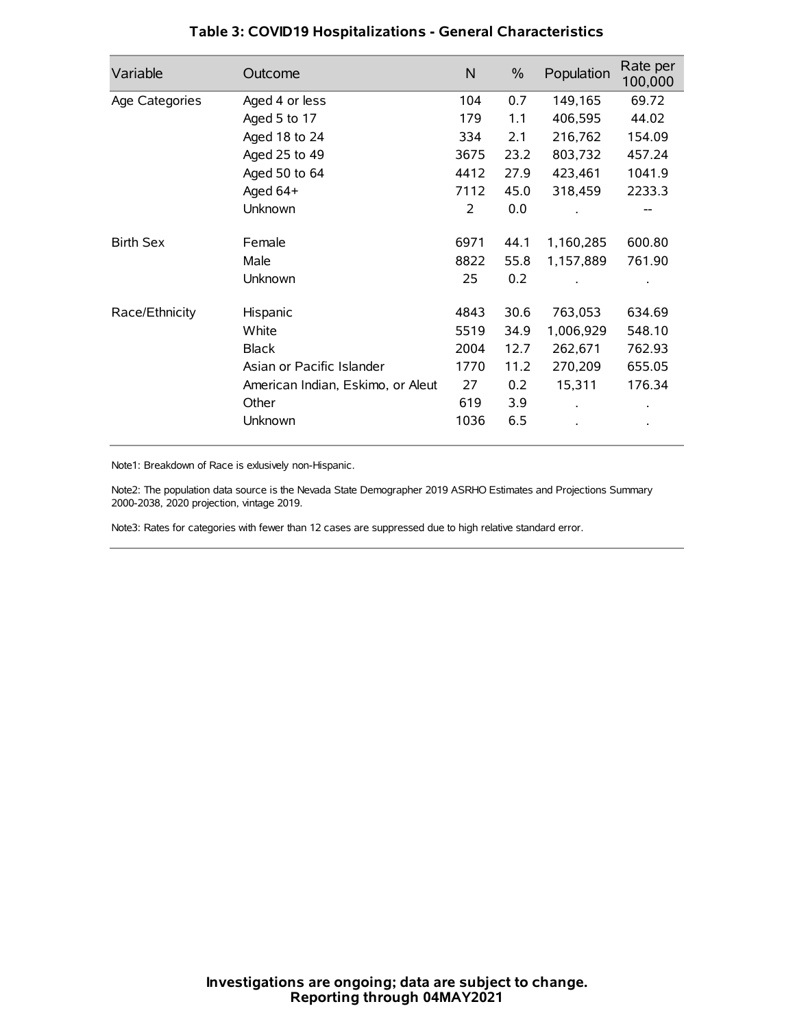# Table 3: COVID19 Hospitalizations - General Characteristics

| Variable | Outcome | N | % | Population | Rate per 100,000 |
|---|---|---|---|---|---|
| Age Categories | Aged 4 or less | 104 | 0.7 | 149,165 | 69.72 |
| | Aged 5 to 17 | 179 | 1.1 | 406,595 | 44.02 |
| | Aged 18 to 24 | 334 | 2.1 | 216,762 | 154.09 |
| | Aged 25 to 49 | 3675 | 23.2 | 803,732 | 457.24 |
| | Aged 50 to 64 | 4412 | 27.9 | 423,461 | 1041.9 |
| | Aged 64+ | 7112 | 45.0 | 318,459 | 2233.3 |
| | Unknown | 2 | 0.0 | . | -- |
| Birth Sex | Female | 6971 | 44.1 | 1,160,285 | 600.80 |
| | Male | 8822 | 55.8 | 1,157,889 | 761.90 |
| | Unknown | 25 | 0.2 | . | . |
| Race/Ethnicity | Hispanic | 4843 | 30.6 | 763,053 | 634.69 |
| | White | 5519 | 34.9 | 1,006,929 | 548.10 |
| | Black | 2004 | 12.7 | 262,671 | 762.93 |
| | Asian or Pacific Islander | 1770 | 11.2 | 270,209 | 655.05 |
| | American Indian, Eskimo, or Aleut | 27 | 0.2 | 15,311 | 176.34 |
| | Other | 619 | 3.9 | . | . |
| | Unknown | 1036 | 6.5 | . | . |

Note1: Breakdown of Race is exlusively non-Hispanic.

Note2: The population data source is the Nevada State Demographer 2019 ASRHO Estimates and Projections Summary 2000-2038, 2020 projection, vintage 2019.

Note3: Rates for categories with fewer than 12 cases are suppressed due to high relative standard error.

**Investigations are ongoing; data are subject to change.**
**Reporting through 04MAY2021**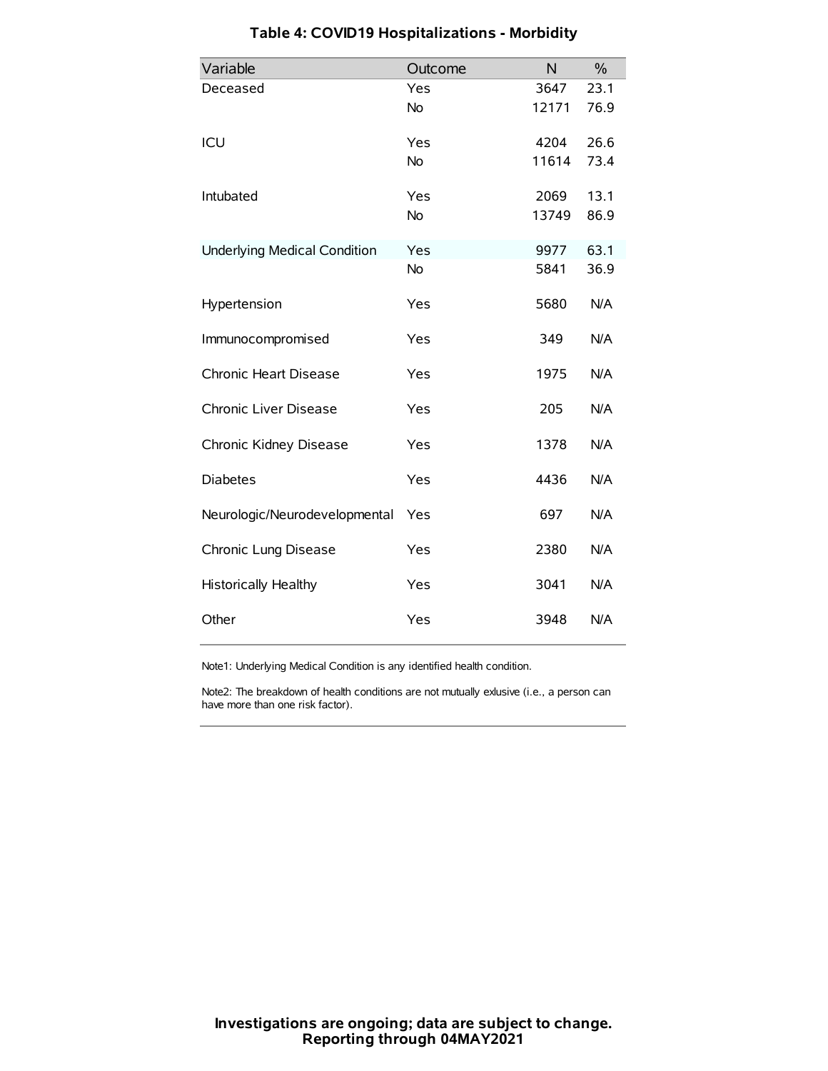# Table 4: COVID19 Hospitalizations - Morbidity

| Variable | Outcome | N | % |
|---|---|---|---|
| Deceased | Yes | 3647 | 23.1 |
| | No | 12171 | 76.9 |
| ICU | Yes | 4204 | 26.6 |
| | No | 11614 | 73.4 |
| Intubated | Yes | 2069 | 13.1 |
| | No | 13749 | 86.9 |
| Underlying Medical Condition | Yes | 9977 | 63.1 |
| | No | 5841 | 36.9 |
| Hypertension | Yes | 5680 | N/A |
| Immunocompromised | Yes | 349 | N/A |
| Chronic Heart Disease | Yes | 1975 | N/A |
| Chronic Liver Disease | Yes | 205 | N/A |
| Chronic Kidney Disease | Yes | 1378 | N/A |
| Diabetes | Yes | 4436 | N/A |
| Neurologic/Neurodevelopmental | Yes | 697 | N/A |
| Chronic Lung Disease | Yes | 2380 | N/A |
| Historically Healthy | Yes | 3041 | N/A |
| Other | Yes | 3948 | N/A |

Note1: Underlying Medical Condition is any identified health condition.

Note2: The breakdown of health conditions are not mutually exlusive (i.e., a person can have more than one risk factor).

**Investigations are ongoing; data are subject to change.**
**Reporting through 04MAY2021**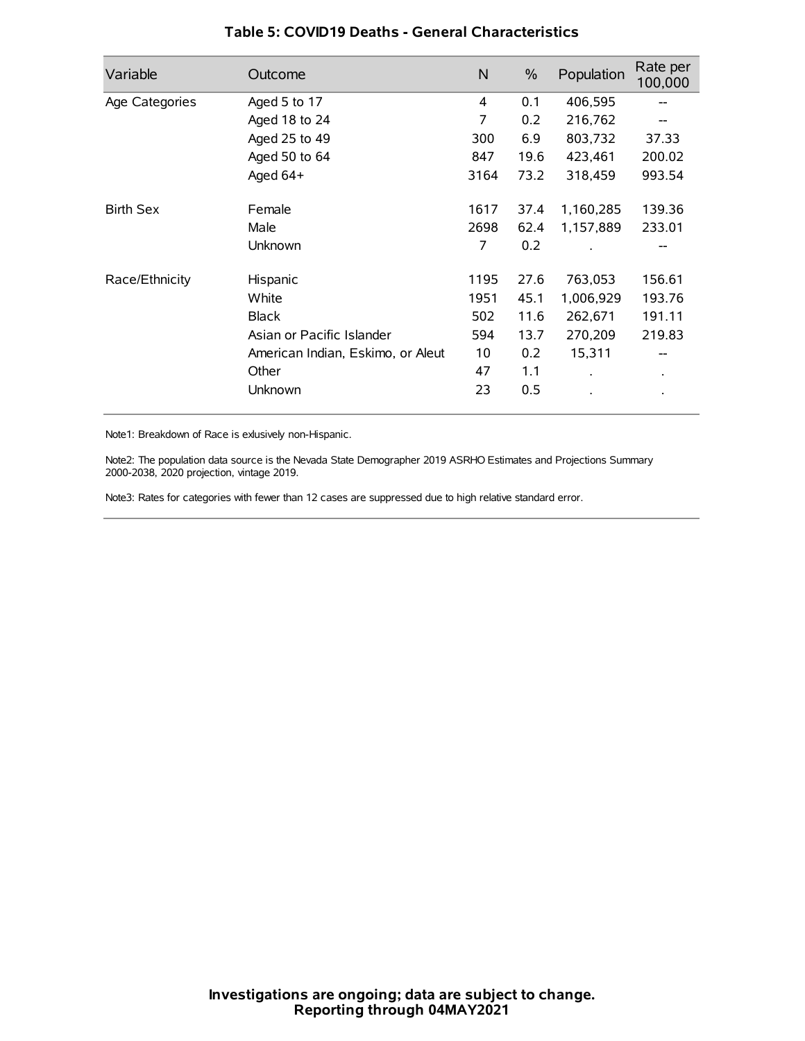# Table 5: COVID19 Deaths - General Characteristics

| Variable | Outcome | N | % | Population | Rate per 100,000 |
|---|---|---|---|---|---|
| Age Categories | Aged 5 to 17 | 4 | 0.1 | 406,595 | -- |
| | Aged 18 to 24 | 7 | 0.2 | 216,762 | -- |
| | Aged 25 to 49 | 300 | 6.9 | 803,732 | 37.33 |
| | Aged 50 to 64 | 847 | 19.6 | 423,461 | 200.02 |
| | Aged 64+ | 3164 | 73.2 | 318,459 | 993.54 |
| Birth Sex | Female | 1617 | 37.4 | 1,160,285 | 139.36 |
| | Male | 2698 | 62.4 | 1,157,889 | 233.01 |
| | Unknown | 7 | 0.2 | . | -- |
| Race/Ethnicity | Hispanic | 1195 | 27.6 | 763,053 | 156.61 |
| | White | 1951 | 45.1 | 1,006,929 | 193.76 |
| | Black | 502 | 11.6 | 262,671 | 191.11 |
| | Asian or Pacific Islander | 594 | 13.7 | 270,209 | 219.83 |
| | American Indian, Eskimo, or Aleut | 10 | 0.2 | 15,311 | -- |
| | Other | 47 | 1.1 | . | . |
| | Unknown | 23 | 0.5 | . | . |

Note1: Breakdown of Race is exlusively non-Hispanic.

Note2: The population data source is the Nevada State Demographer 2019 ASRHO Estimates and Projections Summary 2000-2038, 2020 projection, vintage 2019.

Note3: Rates for categories with fewer than 12 cases are suppressed due to high relative standard error.

**Investigations are ongoing; data are subject to change.**
**Reporting through 04MAY2021**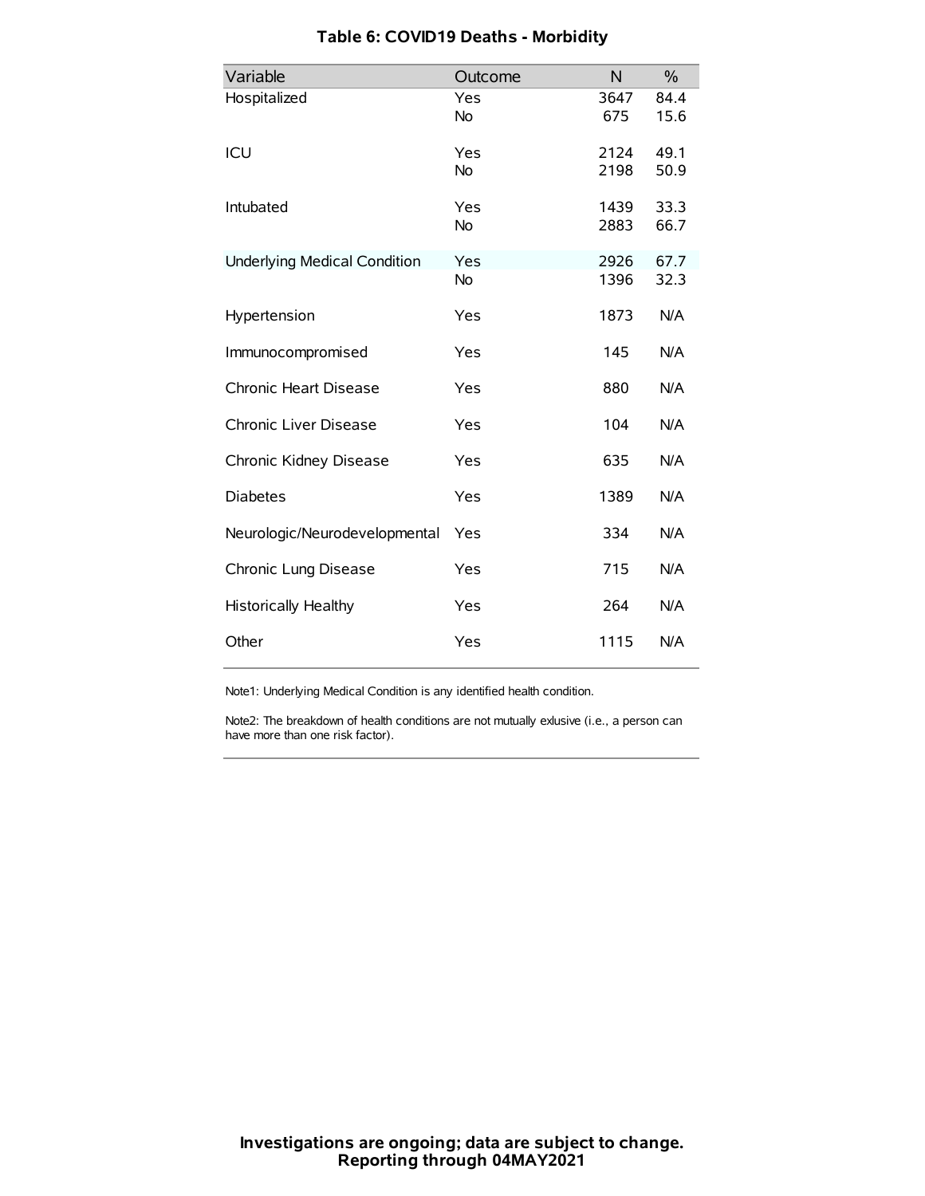## Table 6: COVID19 Deaths - Morbidity

| Variable | Outcome | N | % |
|---|---|---|---|
| Hospitalized | Yes | 3647 | 84.4 |
| | No | 675 | 15.6 |
| ICU | Yes | 2124 | 49.1 |
| | No | 2198 | 50.9 |
| Intubated | Yes | 1439 | 33.3 |
| | No | 2883 | 66.7 |
| Underlying Medical Condition | Yes | 2926 | 67.7 |
| | No | 1396 | 32.3 |
| Hypertension | Yes | 1873 | N/A |
| Immunocompromised | Yes | 145 | N/A |
| Chronic Heart Disease | Yes | 880 | N/A |
| Chronic Liver Disease | Yes | 104 | N/A |
| Chronic Kidney Disease | Yes | 635 | N/A |
| Diabetes | Yes | 1389 | N/A |
| Neurologic/Neurodevelopmental | Yes | 334 | N/A |
| Chronic Lung Disease | Yes | 715 | N/A |
| Historically Healthy | Yes | 264 | N/A |
| Other | Yes | 1115 | N/A |

Note1: Underlying Medical Condition is any identified health condition.

Note2: The breakdown of health conditions are not mutually exlusive (i.e., a person can have more than one risk factor).

**Investigations are ongoing; data are subject to change.**
**Reporting through 04MAY2021**